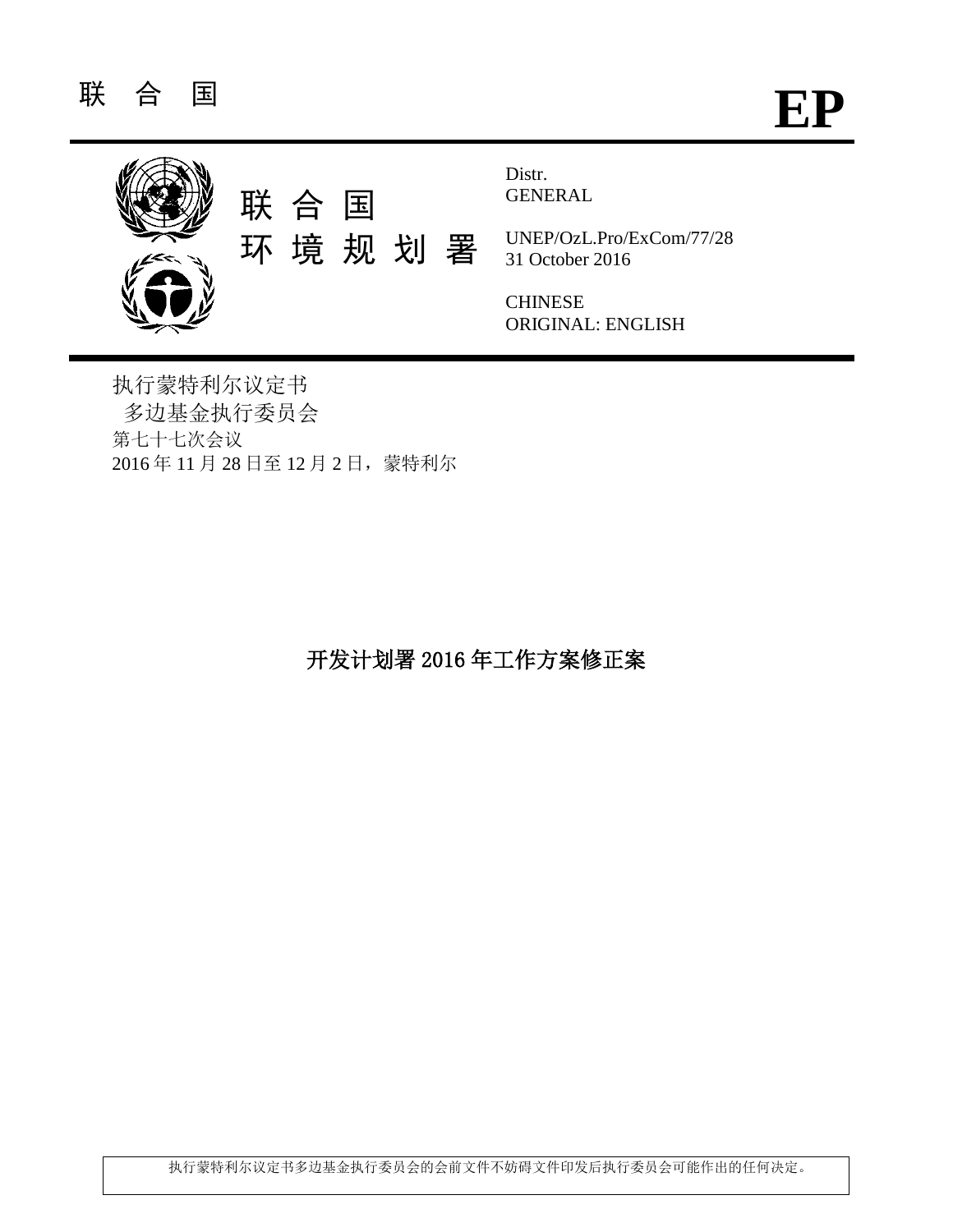联 合 国 **EP**

联 合 国
环 境 规 划 署

Distr.
GENERAL

UNEP/OzL.Pro/ExCom/77/28
31 October 2016

CHINESE
ORIGINAL: ENGLISH

执行蒙特利尔议定书
多边基金执行委员会
第七十七次会议
2016 年 11 月 28 日至 12 月 2 日，蒙特利尔

# 开发计划署 2016 年工作方案修正案

执行蒙特利尔议定书多边基金执行委员会的会前文件不妨碍文件印发后执行委员会可能作出的任何决定。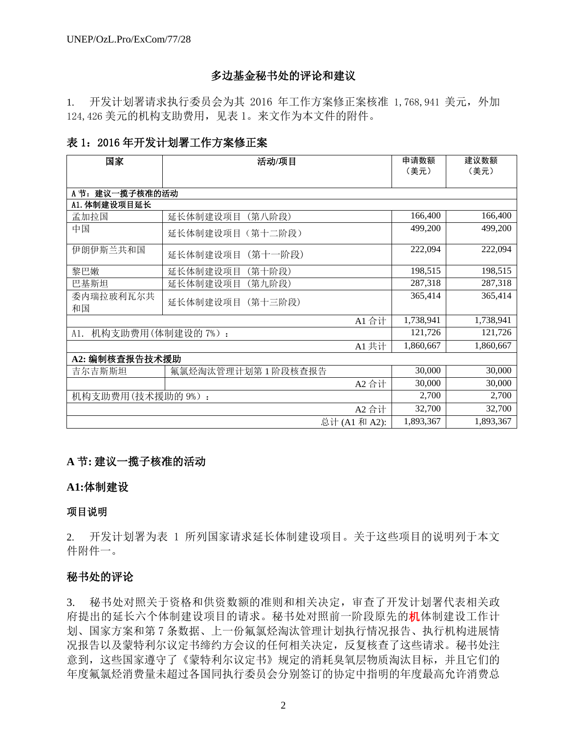## 多边基金秘书处的评论和建议

1. 开发计划署请求执行委员会为其 2016 年工作方案修正案核准 1,768,941 美元，外加 124,426 美元的机构支助费用，见表 1。来文作为本文件的附件。

**表 1：2016 年开发计划署工作方案修正案**

| 国家 | 活动/项目 | 申请数额（美元） | 建议数额（美元） |
|---|---|---|---|
| **A 节：建议一揽子核准的活动** | | | |
| **A1. 体制建设项目延长** | | | |
| 孟加拉国 | 延长体制建设项目（第八阶段） | 166,400 | 166,400 |
| 中国 | 延长体制建设项目（第十二阶段） | 499,200 | 499,200 |
| 伊朗伊斯兰共和国 | 延长体制建设项目（第十一阶段） | 222,094 | 222,094 |
| 黎巴嫩 | 延长体制建设项目（第十阶段） | 198,515 | 198,515 |
| 巴基斯坦 | 延长体制建设项目（第九阶段） | 287,318 | 287,318 |
| 委内瑞拉玻利瓦尔共和国 | 延长体制建设项目（第十三阶段） | 365,414 | 365,414 |
| | A1 合计 | 1,738,941 | 1,738,941 |
| A1. 机构支助费用(体制建设的 7%)： | | 121,726 | 121,726 |
| | A1 共计 | 1,860,667 | 1,860,667 |
| **A2: 编制核查报告技术援助** | | | |
| 吉尔吉斯斯坦 | 氟氯烃淘汰管理计划第 1 阶段核查报告 | 30,000 | 30,000 |
| | A2 合计 | 30,000 | 30,000 |
| 机构支助费用(技术援助的 9%)： | | 2,700 | 2,700 |
| | A2 合计 | 32,700 | 32,700 |
| | 总计 (A1 和 A2): | 1,893,367 | 1,893,367 |

## A 节: 建议一揽子核准的活动

### A1:体制建设

#### 项目说明

2. 开发计划署为表 1 所列国家请求延长体制建设项目。关于这些项目的说明列于本文件附件一。

#### 秘书处的评论

3. 秘书处对照关于资格和供资数额的准则和相关决定，审查了开发计划署代表相关政府提出的延长六个体制建设项目的请求。秘书处对照前一阶段原先的机体制建设工作计划、国家方案和第 7 条数据、上一份氟氯烃淘汰管理计划执行情况报告、执行机构进展情况报告以及蒙特利尔议定书缔约方会议的任何相关决定，反复核查了这些请求。秘书处注意到，这些国家遵守了《蒙特利尔议定书》规定的消耗臭氧层物质淘汰目标，并且它们的年度氟氯烃消费量未超过各国同执行委员会分别签订的协定中指明的年度最高允许消费总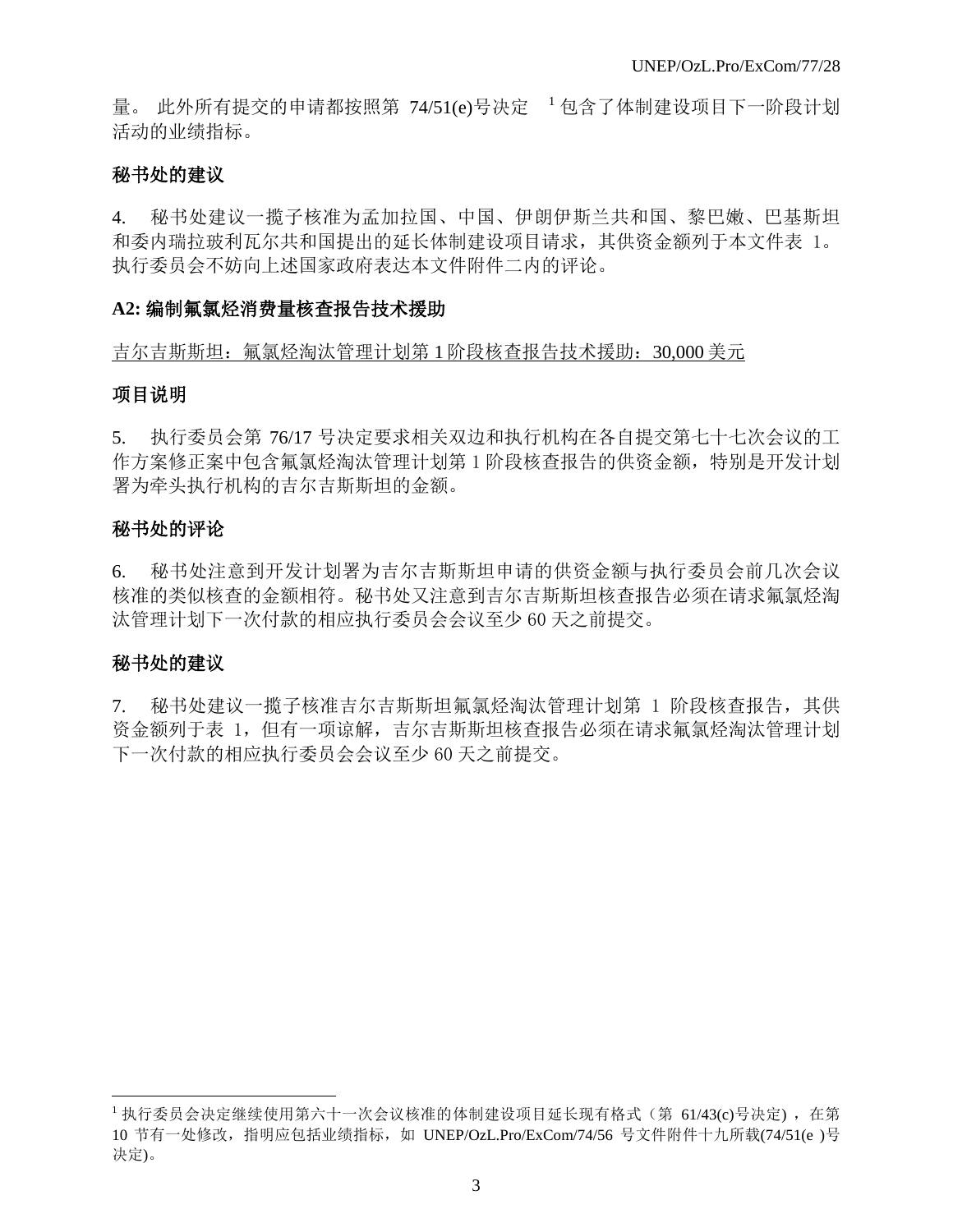量。 此外所有提交的申请都按照第 74/51(e)号决定 [1] 包含了体制建设项目下一阶段计划活动的业绩指标。

**秘书处的建议**

4. 秘书处建议一揽子核准为孟加拉国、中国、伊朗伊斯兰共和国、黎巴嫩、巴基斯坦和委内瑞拉玻利瓦尔共和国提出的延长体制建设项目请求，其供资金额列于本文件表 1。执行委员会不妨向上述国家政府表达本文件附件二内的评论。

**A2: 编制氟氯烃消费量核查报告技术援助**

<u>吉尔吉斯斯坦：氟氯烃淘汰管理计划第 1 阶段核查报告技术援助：30,000 美元</u>

**项目说明**

5. 执行委员会第 76/17 号决定要求相关双边和执行机构在各自提交第七十七次会议的工作方案修正案中包含氟氯烃淘汰管理计划第 1 阶段核查报告的供资金额，特别是开发计划署为牵头执行机构的吉尔吉斯斯坦的金额。

**秘书处的评论**

6. 秘书处注意到开发计划署为吉尔吉斯斯坦申请的供资金额与执行委员会前几次会议核准的类似核查的金额相符。秘书处又注意到吉尔吉斯斯坦核查报告必须在请求氟氯烃淘汰管理计划下一次付款的相应执行委员会会议至少 60 天之前提交。

**秘书处的建议**

7. 秘书处建议一揽子核准吉尔吉斯斯坦氟氯烃淘汰管理计划第 1 阶段核查报告，其供资金额列于表 1，但有一项谅解，吉尔吉斯斯坦核查报告必须在请求氟氯烃淘汰管理计划下一次付款的相应执行委员会会议至少 60 天之前提交。

---

[1] 执行委员会决定继续使用第六十一次会议核准的体制建设项目延长现有格式（第 61/43(c)号决定），在第 10 节有一处修改，指明应包括业绩指标，如 UNEP/OzL.Pro/ExCom/74/56 号文件附件十九所载(74/51(e )号决定)。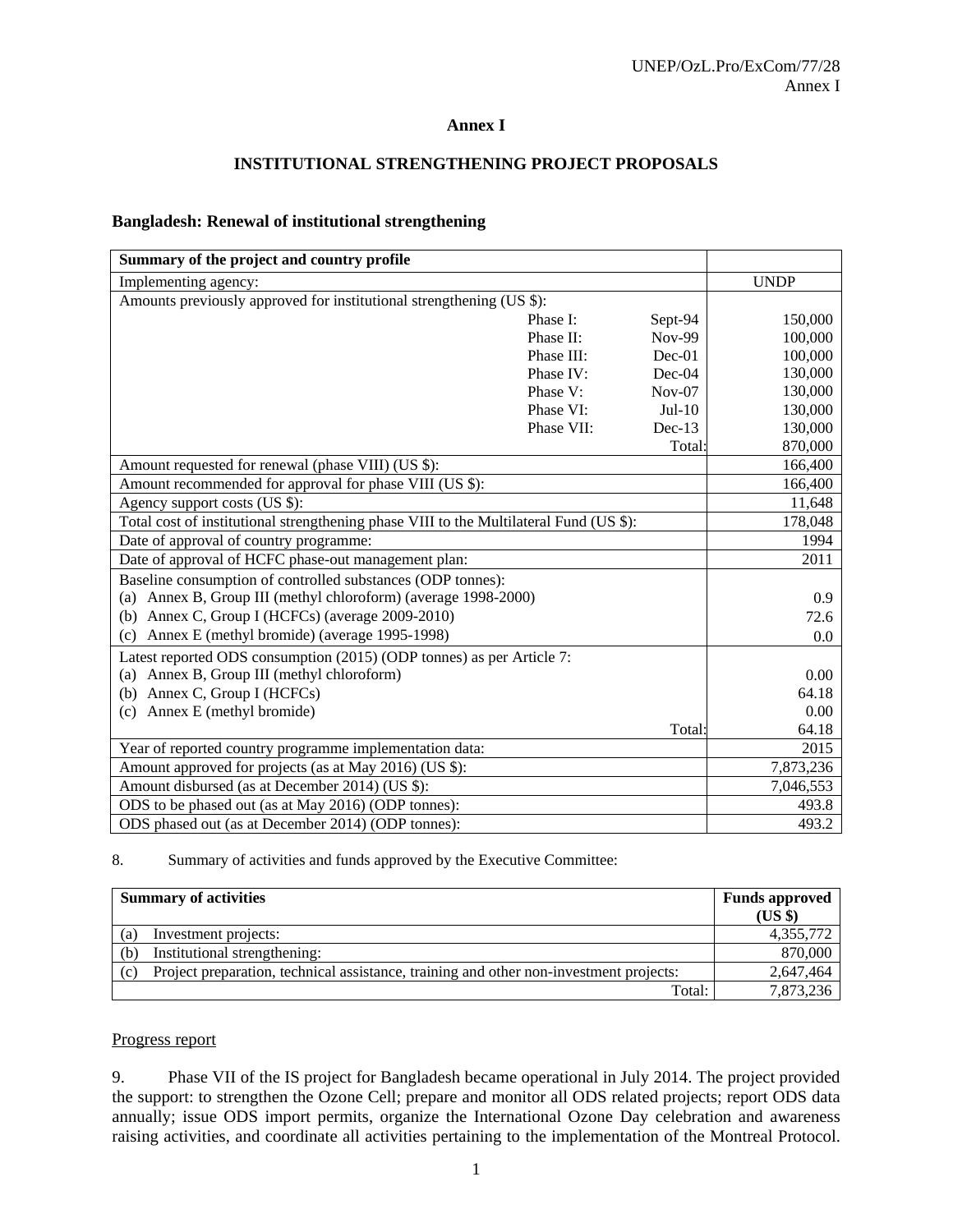# Annex I

## INSTITUTIONAL STRENGTHENING PROJECT PROPOSALS

### Bangladesh: Renewal of institutional strengthening

| **Summary of the project and country profile** | | | |
|---|---|---|---|
| Implementing agency: | | | UNDP |
| Amounts previously approved for institutional strengthening (US $): | | | |
| | Phase I: | Sept-94 | 150,000 |
| | Phase II: | Nov-99 | 100,000 |
| | Phase III: | Dec-01 | 100,000 |
| | Phase IV: | Dec-04 | 130,000 |
| | Phase V: | Nov-07 | 130,000 |
| | Phase VI: | Jul-10 | 130,000 |
| | Phase VII: | Dec-13 | 130,000 |
| | | Total: | 870,000 |
| Amount requested for renewal (phase VIII) (US $): | | | 166,400 |
| Amount recommended for approval for phase VIII (US $): | | | 166,400 |
| Agency support costs (US $): | | | 11,648 |
| Total cost of institutional strengthening phase VIII to the Multilateral Fund (US $): | | | 178,048 |
| Date of approval of country programme: | | | 1994 |
| Date of approval of HCFC phase-out management plan: | | | 2011 |
| Baseline consumption of controlled substances (ODP tonnes): | | | |
| (a) Annex B, Group III (methyl chloroform) (average 1998-2000) | | | 0.9 |
| (b) Annex C, Group I (HCFCs) (average 2009-2010) | | | 72.6 |
| (c) Annex E (methyl bromide) (average 1995-1998) | | | 0.0 |
| Latest reported ODS consumption (2015) (ODP tonnes) as per Article 7: | | | |
| (a) Annex B, Group III (methyl chloroform) | | | 0.00 |
| (b) Annex C, Group I (HCFCs) | | | 64.18 |
| (c) Annex E (methyl bromide) | | | 0.00 |
| | | Total: | 64.18 |
| Year of reported country programme implementation data: | | | 2015 |
| Amount approved for projects (as at May 2016) (US $): | | | 7,873,236 |
| Amount disbursed (as at December 2014) (US $): | | | 7,046,553 |
| ODS to be phased out (as at May 2016) (ODP tonnes): | | | 493.8 |
| ODS phased out (as at December 2014) (ODP tonnes): | | | 493.2 |

8. Summary of activities and funds approved by the Executive Committee:

| **Summary of activities** | **Funds approved (US $)** |
|---|---|
| (a) Investment projects: | 4,355,772 |
| (b) Institutional strengthening: | 870,000 |
| (c) Project preparation, technical assistance, training and other non-investment projects: | 2,647,464 |
| Total: | 7,873,236 |

Progress report

9. Phase VII of the IS project for Bangladesh became operational in July 2014. The project provided the support: to strengthen the Ozone Cell; prepare and monitor all ODS related projects; report ODS data annually; issue ODS import permits, organize the International Ozone Day celebration and awareness raising activities, and coordinate all activities pertaining to the implementation of the Montreal Protocol.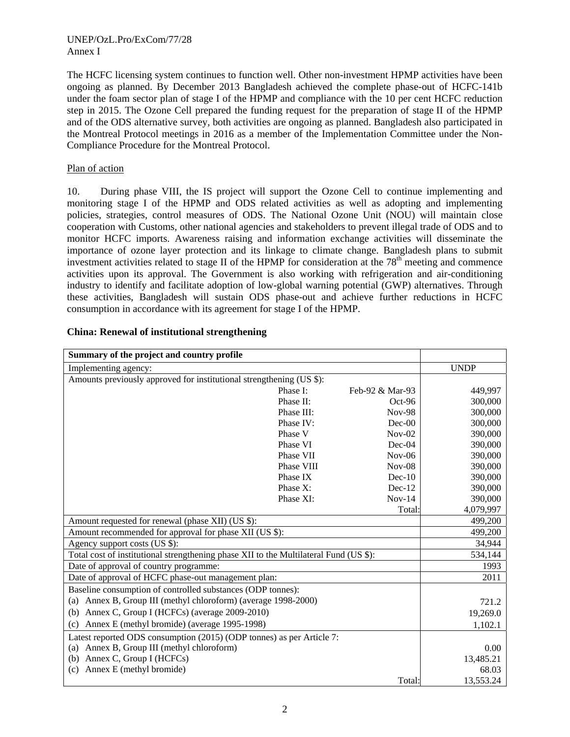The HCFC licensing system continues to function well. Other non-investment HPMP activities have been ongoing as planned. By December 2013 Bangladesh achieved the complete phase-out of HCFC-141b under the foam sector plan of stage I of the HPMP and compliance with the 10 per cent HCFC reduction step in 2015. The Ozone Cell prepared the funding request for the preparation of stage II of the HPMP and of the ODS alternative survey, both activities are ongoing as planned. Bangladesh also participated in the Montreal Protocol meetings in 2016 as a member of the Implementation Committee under the Non-Compliance Procedure for the Montreal Protocol.

Plan of action

10. During phase VIII, the IS project will support the Ozone Cell to continue implementing and monitoring stage I of the HPMP and ODS related activities as well as adopting and implementing policies, strategies, control measures of ODS. The National Ozone Unit (NOU) will maintain close cooperation with Customs, other national agencies and stakeholders to prevent illegal trade of ODS and to monitor HCFC imports. Awareness raising and information exchange activities will disseminate the importance of ozone layer protection and its linkage to climate change. Bangladesh plans to submit investment activities related to stage II of the HPMP for consideration at the 78th meeting and commence activities upon its approval. The Government is also working with refrigeration and air-conditioning industry to identify and facilitate adoption of low-global warning potential (GWP) alternatives. Through these activities, Bangladesh will sustain ODS phase-out and achieve further reductions in HCFC consumption in accordance with its agreement for stage I of the HPMP.

**China: Renewal of institutional strengthening**

| **Summary of the project and country profile** | | | |
|---|---|---|---|
| Implementing agency: | | | UNDP |
| Amounts previously approved for institutional strengthening (US $): | | | |
| | Phase I: | Feb-92 & Mar-93 | 449,997 |
| | Phase II: | Oct-96 | 300,000 |
| | Phase III: | Nov-98 | 300,000 |
| | Phase IV: | Dec-00 | 300,000 |
| | Phase V | Nov-02 | 390,000 |
| | Phase VI | Dec-04 | 390,000 |
| | Phase VII | Nov-06 | 390,000 |
| | Phase VIII | Nov-08 | 390,000 |
| | Phase IX | Dec-10 | 390,000 |
| | Phase X: | Dec-12 | 390,000 |
| | Phase XI: | Nov-14 | 390,000 |
| | | Total: | 4,079,997 |
| Amount requested for renewal (phase XII) (US $): | | | 499,200 |
| Amount recommended for approval for phase XII (US $): | | | 499,200 |
| Agency support costs (US $): | | | 34,944 |
| Total cost of institutional strengthening phase XII to the Multilateral Fund (US $): | | | 534,144 |
| Date of approval of country programme: | | | 1993 |
| Date of approval of HCFC phase-out management plan: | | | 2011 |
| Baseline consumption of controlled substances (ODP tonnes): | | | |
| (a) Annex B, Group III (methyl chloroform) (average 1998-2000) | | | 721.2 |
| (b) Annex C, Group I (HCFCs) (average 2009-2010) | | | 19,269.0 |
| (c) Annex E (methyl bromide) (average 1995-1998) | | | 1,102.1 |
| Latest reported ODS consumption (2015) (ODP tonnes) as per Article 7: | | | |
| (a) Annex B, Group III (methyl chloroform) | | | 0.00 |
| (b) Annex C, Group I (HCFCs) | | | 13,485.21 |
| (c) Annex E (methyl bromide) | | | 68.03 |
| | | Total: | 13,553.24 |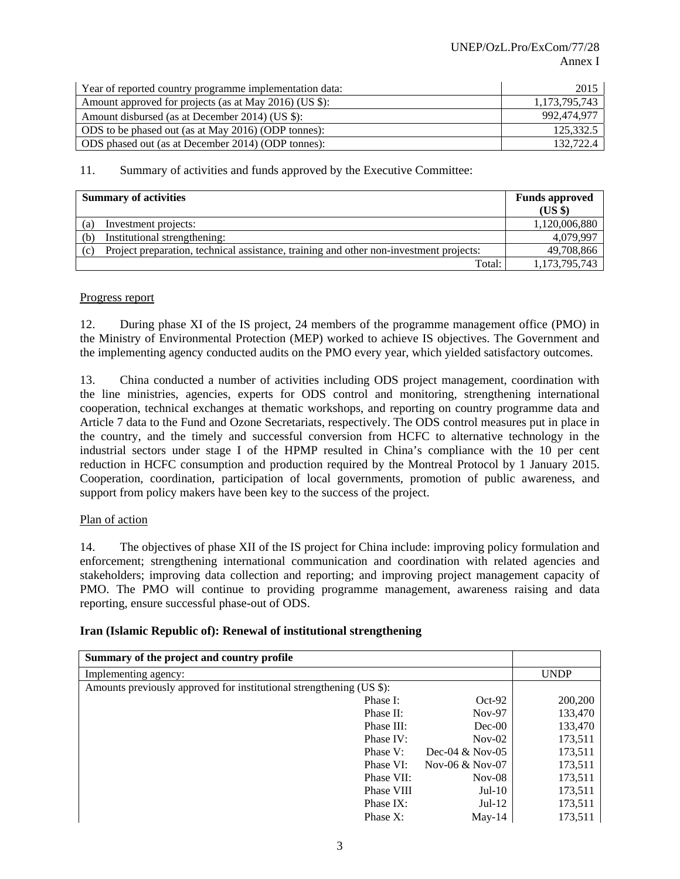| | |
|---|---|
| Year of reported country programme implementation data: | 2015 |
| Amount approved for projects (as at May 2016) (US $): | 1,173,795,743 |
| Amount disbursed (as at December 2014) (US $): | 992,474,977 |
| ODS to be phased out (as at May 2016) (ODP tonnes): | 125,332.5 |
| ODS phased out (as at December 2014) (ODP tonnes): | 132,722.4 |

11. Summary of activities and funds approved by the Executive Committee:

| Summary of activities | Funds approved (US $) |
|---|---|
| (a) Investment projects: | 1,120,006,880 |
| (b) Institutional strengthening: | 4,079,997 |
| (c) Project preparation, technical assistance, training and other non-investment projects: | 49,708,866 |
| Total: | 1,173,795,743 |

Progress report

12. During phase XI of the IS project, 24 members of the programme management office (PMO) in the Ministry of Environmental Protection (MEP) worked to achieve IS objectives. The Government and the implementing agency conducted audits on the PMO every year, which yielded satisfactory outcomes.

13. China conducted a number of activities including ODS project management, coordination with the line ministries, agencies, experts for ODS control and monitoring, strengthening international cooperation, technical exchanges at thematic workshops, and reporting on country programme data and Article 7 data to the Fund and Ozone Secretariats, respectively. The ODS control measures put in place in the country, and the timely and successful conversion from HCFC to alternative technology in the industrial sectors under stage I of the HPMP resulted in China's compliance with the 10 per cent reduction in HCFC consumption and production required by the Montreal Protocol by 1 January 2015. Cooperation, coordination, participation of local governments, promotion of public awareness, and support from policy makers have been key to the success of the project.

Plan of action

14. The objectives of phase XII of the IS project for China include: improving policy formulation and enforcement; strengthening international communication and coordination with related agencies and stakeholders; improving data collection and reporting; and improving project management capacity of PMO. The PMO will continue to providing programme management, awareness raising and data reporting, ensure successful phase-out of ODS.

**Iran (Islamic Republic of): Renewal of institutional strengthening**

| Summary of the project and country profile | | | |
|---|---|---|---|
| Implementing agency: | | | UNDP |
| Amounts previously approved for institutional strengthening (US $): | | | |
| | Phase I: | Oct-92 | 200,200 |
| | Phase II: | Nov-97 | 133,470 |
| | Phase III: | Dec-00 | 133,470 |
| | Phase IV: | Nov-02 | 173,511 |
| | Phase V: | Dec-04 & Nov-05 | 173,511 |
| | Phase VI: | Nov-06 & Nov-07 | 173,511 |
| | Phase VII: | Nov-08 | 173,511 |
| | Phase VIII | Jul-10 | 173,511 |
| | Phase IX: | Jul-12 | 173,511 |
| | Phase X: | May-14 | 173,511 |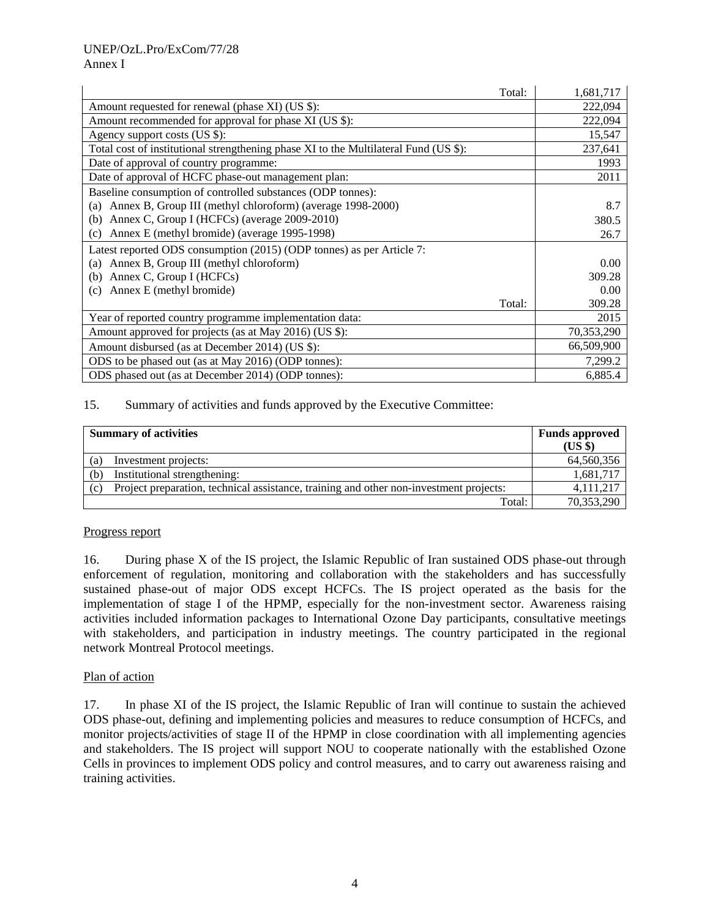| | |
|---|---|
| Total: | 1,681,717 |
| Amount requested for renewal (phase XI) (US $): | 222,094 |
| Amount recommended for approval for phase XI (US $): | 222,094 |
| Agency support costs (US $): | 15,547 |
| Total cost of institutional strengthening phase XI to the Multilateral Fund (US $): | 237,641 |
| Date of approval of country programme: | 1993 |
| Date of approval of HCFC phase-out management plan: | 2011 |
| Baseline consumption of controlled substances (ODP tonnes): | |
| (a) Annex B, Group III (methyl chloroform) (average 1998-2000) | 8.7 |
| (b) Annex C, Group I (HCFCs) (average 2009-2010) | 380.5 |
| (c) Annex E (methyl bromide) (average 1995-1998) | 26.7 |
| Latest reported ODS consumption (2015) (ODP tonnes) as per Article 7: | |
| (a) Annex B, Group III (methyl chloroform) | 0.00 |
| (b) Annex C, Group I (HCFCs) | 309.28 |
| (c) Annex E (methyl bromide) | 0.00 |
| Total: | 309.28 |
| Year of reported country programme implementation data: | 2015 |
| Amount approved for projects (as at May 2016) (US $): | 70,353,290 |
| Amount disbursed (as at December 2014) (US $): | 66,509,900 |
| ODS to be phased out (as at May 2016) (ODP tonnes): | 7,299.2 |
| ODS phased out (as at December 2014) (ODP tonnes): | 6,885.4 |

15. Summary of activities and funds approved by the Executive Committee:

| Summary of activities | Funds approved (US $) |
|---|---|
| (a) Investment projects: | 64,560,356 |
| (b) Institutional strengthening: | 1,681,717 |
| (c) Project preparation, technical assistance, training and other non-investment projects: | 4,111,217 |
| Total: | 70,353,290 |

Progress report

16. During phase X of the IS project, the Islamic Republic of Iran sustained ODS phase-out through enforcement of regulation, monitoring and collaboration with the stakeholders and has successfully sustained phase-out of major ODS except HCFCs. The IS project operated as the basis for the implementation of stage I of the HPMP, especially for the non-investment sector. Awareness raising activities included information packages to International Ozone Day participants, consultative meetings with stakeholders, and participation in industry meetings. The country participated in the regional network Montreal Protocol meetings.

Plan of action

17. In phase XI of the IS project, the Islamic Republic of Iran will continue to sustain the achieved ODS phase-out, defining and implementing policies and measures to reduce consumption of HCFCs, and monitor projects/activities of stage II of the HPMP in close coordination with all implementing agencies and stakeholders. The IS project will support NOU to cooperate nationally with the established Ozone Cells in provinces to implement ODS policy and control measures, and to carry out awareness raising and training activities.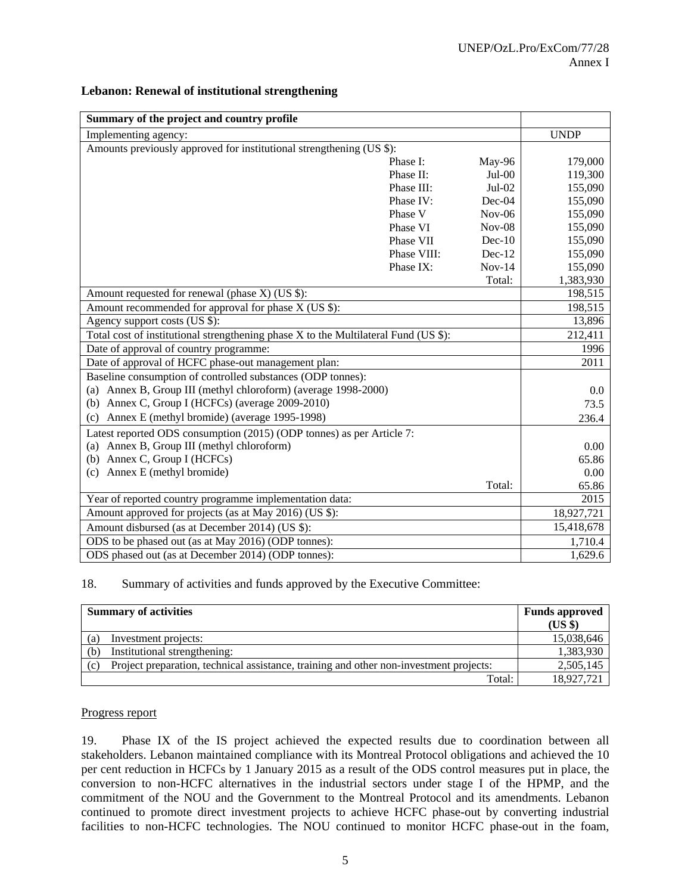**Lebanon: Renewal of institutional strengthening**

| Summary of the project and country profile | | | |
|---|---|---|---|
| Implementing agency: | | | UNDP |
| Amounts previously approved for institutional strengthening (US $): | | | |
| | Phase I: | May-96 | 179,000 |
| | Phase II: | Jul-00 | 119,300 |
| | Phase III: | Jul-02 | 155,090 |
| | Phase IV: | Dec-04 | 155,090 |
| | Phase V | Nov-06 | 155,090 |
| | Phase VI | Nov-08 | 155,090 |
| | Phase VII | Dec-10 | 155,090 |
| | Phase VIII: | Dec-12 | 155,090 |
| | Phase IX: | Nov-14 | 155,090 |
| | | Total: | 1,383,930 |
| Amount requested for renewal (phase X) (US $): | | | 198,515 |
| Amount recommended for approval for phase X (US $): | | | 198,515 |
| Agency support costs (US $): | | | 13,896 |
| Total cost of institutional strengthening phase X to the Multilateral Fund (US $): | | | 212,411 |
| Date of approval of country programme: | | | 1996 |
| Date of approval of HCFC phase-out management plan: | | | 2011 |
| Baseline consumption of controlled substances (ODP tonnes): | | | |
| (a) Annex B, Group III (methyl chloroform) (average 1998-2000) | | | 0.0 |
| (b) Annex C, Group I (HCFCs) (average 2009-2010) | | | 73.5 |
| (c) Annex E (methyl bromide) (average 1995-1998) | | | 236.4 |
| Latest reported ODS consumption (2015) (ODP tonnes) as per Article 7: | | | |
| (a) Annex B, Group III (methyl chloroform) | | | 0.00 |
| (b) Annex C, Group I (HCFCs) | | | 65.86 |
| (c) Annex E (methyl bromide) | | | 0.00 |
| | | Total: | 65.86 |
| Year of reported country programme implementation data: | | | 2015 |
| Amount approved for projects (as at May 2016) (US $): | | | 18,927,721 |
| Amount disbursed (as at December 2014) (US $): | | | 15,418,678 |
| ODS to be phased out (as at May 2016) (ODP tonnes): | | | 1,710.4 |
| ODS phased out (as at December 2014) (ODP tonnes): | | | 1,629.6 |

18. Summary of activities and funds approved by the Executive Committee:

| Summary of activities | Funds approved (US $) |
|---|---|
| (a) Investment projects: | 15,038,646 |
| (b) Institutional strengthening: | 1,383,930 |
| (c) Project preparation, technical assistance, training and other non-investment projects: | 2,505,145 |
| Total: | 18,927,721 |

Progress report

19. Phase IX of the IS project achieved the expected results due to coordination between all stakeholders. Lebanon maintained compliance with its Montreal Protocol obligations and achieved the 10 per cent reduction in HCFCs by 1 January 2015 as a result of the ODS control measures put in place, the conversion to non-HCFC alternatives in the industrial sectors under stage I of the HPMP, and the commitment of the NOU and the Government to the Montreal Protocol and its amendments. Lebanon continued to promote direct investment projects to achieve HCFC phase-out by converting industrial facilities to non-HCFC technologies. The NOU continued to monitor HCFC phase-out in the foam,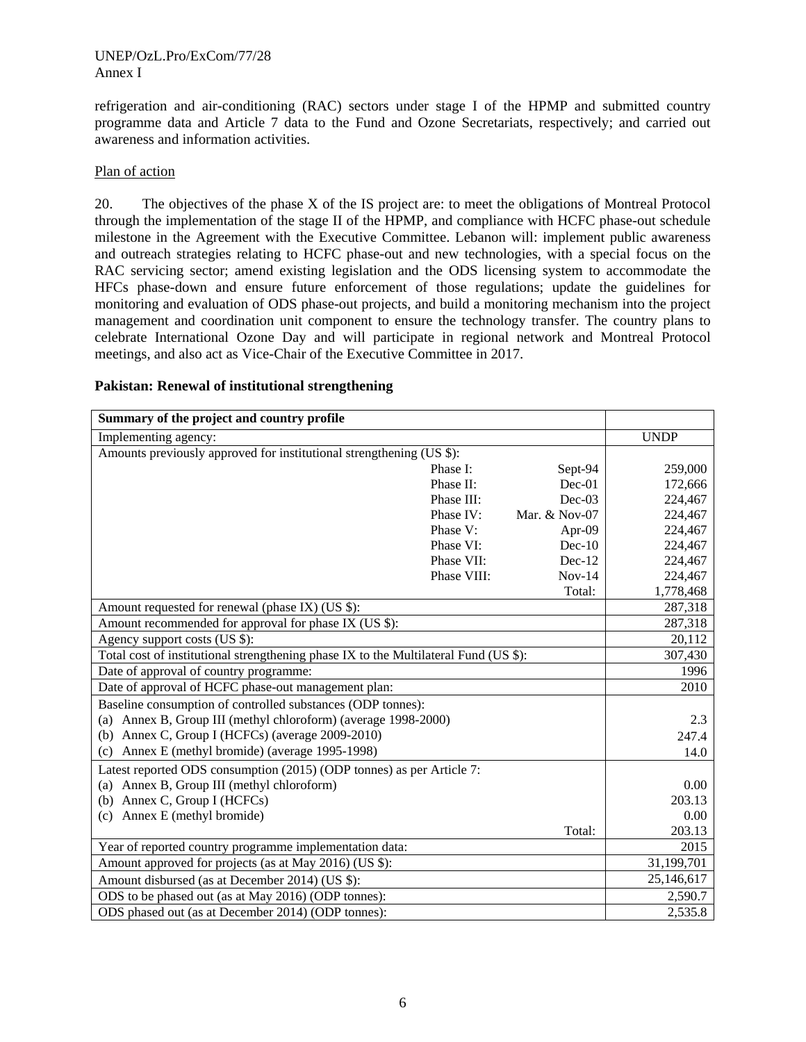refrigeration and air-conditioning (RAC) sectors under stage I of the HPMP and submitted country programme data and Article 7 data to the Fund and Ozone Secretariats, respectively; and carried out awareness and information activities.

Plan of action

20. The objectives of the phase X of the IS project are: to meet the obligations of Montreal Protocol through the implementation of the stage II of the HPMP, and compliance with HCFC phase-out schedule milestone in the Agreement with the Executive Committee. Lebanon will: implement public awareness and outreach strategies relating to HCFC phase-out and new technologies, with a special focus on the RAC servicing sector; amend existing legislation and the ODS licensing system to accommodate the HFCs phase-down and ensure future enforcement of those regulations; update the guidelines for monitoring and evaluation of ODS phase-out projects, and build a monitoring mechanism into the project management and coordination unit component to ensure the technology transfer. The country plans to celebrate International Ozone Day and will participate in regional network and Montreal Protocol meetings, and also act as Vice-Chair of the Executive Committee in 2017.

**Pakistan: Renewal of institutional strengthening**

| **Summary of the project and country profile** | | | |
|---|---|---|---|
| Implementing agency: | | | UNDP |
| Amounts previously approved for institutional strengthening (US $): | | | |
| | Phase I: | Sept-94 | 259,000 |
| | Phase II: | Dec-01 | 172,666 |
| | Phase III: | Dec-03 | 224,467 |
| | Phase IV: | Mar. & Nov-07 | 224,467 |
| | Phase V: | Apr-09 | 224,467 |
| | Phase VI: | Dec-10 | 224,467 |
| | Phase VII: | Dec-12 | 224,467 |
| | Phase VIII: | Nov-14 | 224,467 |
| | | Total: | 1,778,468 |
| Amount requested for renewal (phase IX) (US $): | | | 287,318 |
| Amount recommended for approval for phase IX (US $): | | | 287,318 |
| Agency support costs (US $): | | | 20,112 |
| Total cost of institutional strengthening phase IX to the Multilateral Fund (US $): | | | 307,430 |
| Date of approval of country programme: | | | 1996 |
| Date of approval of HCFC phase-out management plan: | | | 2010 |
| Baseline consumption of controlled substances (ODP tonnes): | | | |
| (a) Annex B, Group III (methyl chloroform) (average 1998-2000) | | | 2.3 |
| (b) Annex C, Group I (HCFCs) (average 2009-2010) | | | 247.4 |
| (c) Annex E (methyl bromide) (average 1995-1998) | | | 14.0 |
| Latest reported ODS consumption (2015) (ODP tonnes) as per Article 7: | | | |
| (a) Annex B, Group III (methyl chloroform) | | | 0.00 |
| (b) Annex C, Group I (HCFCs) | | | 203.13 |
| (c) Annex E (methyl bromide) | | | 0.00 |
| | | Total: | 203.13 |
| Year of reported country programme implementation data: | | | 2015 |
| Amount approved for projects (as at May 2016) (US $): | | | 31,199,701 |
| Amount disbursed (as at December 2014) (US $): | | | 25,146,617 |
| ODS to be phased out (as at May 2016) (ODP tonnes): | | | 2,590.7 |
| ODS phased out (as at December 2014) (ODP tonnes): | | | 2,535.8 |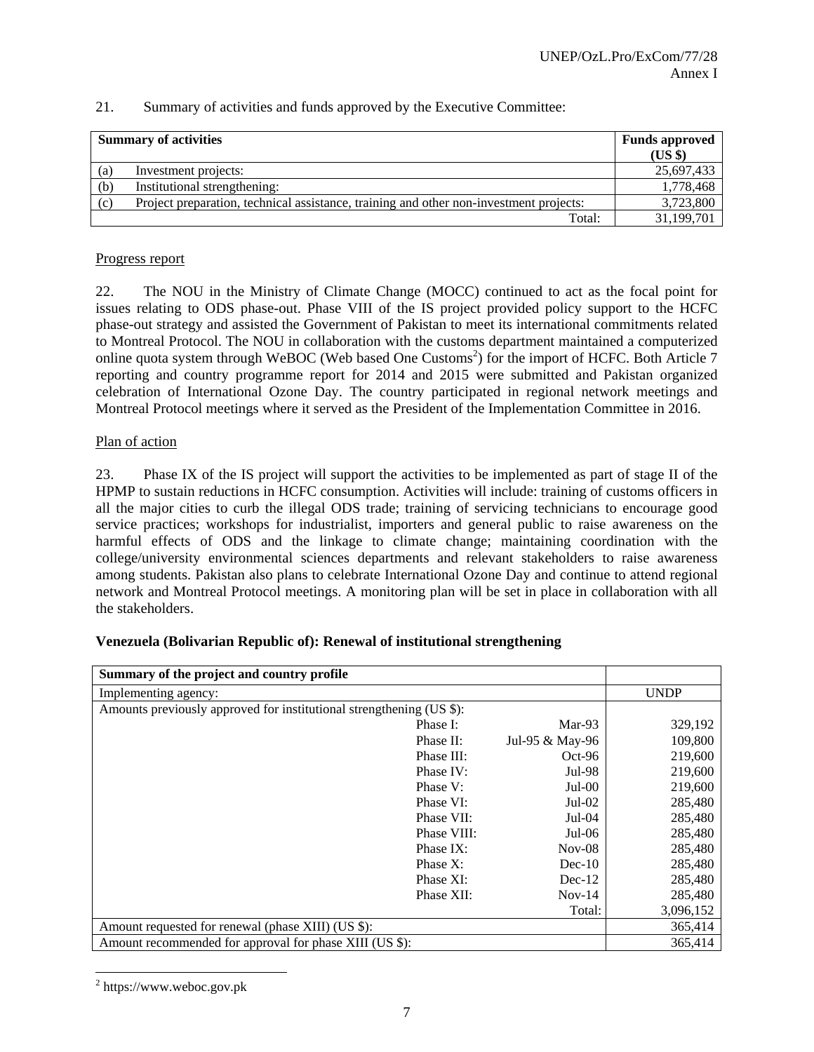21. Summary of activities and funds approved by the Executive Committee:

| Summary of activities | | Funds approved (US $) |
|---|---|---|
| (a) | Investment projects: | 25,697,433 |
| (b) | Institutional strengthening: | 1,778,468 |
| (c) | Project preparation, technical assistance, training and other non-investment projects: | 3,723,800 |
| | Total: | 31,199,701 |

Progress report

22. The NOU in the Ministry of Climate Change (MOCC) continued to act as the focal point for issues relating to ODS phase-out. Phase VIII of the IS project provided policy support to the HCFC phase-out strategy and assisted the Government of Pakistan to meet its international commitments related to Montreal Protocol. The NOU in collaboration with the customs department maintained a computerized online quota system through WeBOC (Web based One Customs[2]) for the import of HCFC. Both Article 7 reporting and country programme report for 2014 and 2015 were submitted and Pakistan organized celebration of International Ozone Day. The country participated in regional network meetings and Montreal Protocol meetings where it served as the President of the Implementation Committee in 2016.

Plan of action

23. Phase IX of the IS project will support the activities to be implemented as part of stage II of the HPMP to sustain reductions in HCFC consumption. Activities will include: training of customs officers in all the major cities to curb the illegal ODS trade; training of servicing technicians to encourage good service practices; workshops for industrialist, importers and general public to raise awareness on the harmful effects of ODS and the linkage to climate change; maintaining coordination with the college/university environmental sciences departments and relevant stakeholders to raise awareness among students. Pakistan also plans to celebrate International Ozone Day and continue to attend regional network and Montreal Protocol meetings. A monitoring plan will be set in place in collaboration with all the stakeholders.

**Venezuela (Bolivarian Republic of): Renewal of institutional strengthening**

| Summary of the project and country profile | | | |
|---|---|---|---|
| Implementing agency: | | | UNDP |
| Amounts previously approved for institutional strengthening (US $): | | | |
| | Phase I: | Mar-93 | 329,192 |
| | Phase II: | Jul-95 & May-96 | 109,800 |
| | Phase III: | Oct-96 | 219,600 |
| | Phase IV: | Jul-98 | 219,600 |
| | Phase V: | Jul-00 | 219,600 |
| | Phase VI: | Jul-02 | 285,480 |
| | Phase VII: | Jul-04 | 285,480 |
| | Phase VIII: | Jul-06 | 285,480 |
| | Phase IX: | Nov-08 | 285,480 |
| | Phase X: | Dec-10 | 285,480 |
| | Phase XI: | Dec-12 | 285,480 |
| | Phase XII: | Nov-14 | 285,480 |
| | | Total: | 3,096,152 |
| Amount requested for renewal (phase XIII) (US $): | | | 365,414 |
| Amount recommended for approval for phase XIII (US $): | | | 365,414 |

[2] https://www.weboc.gov.pk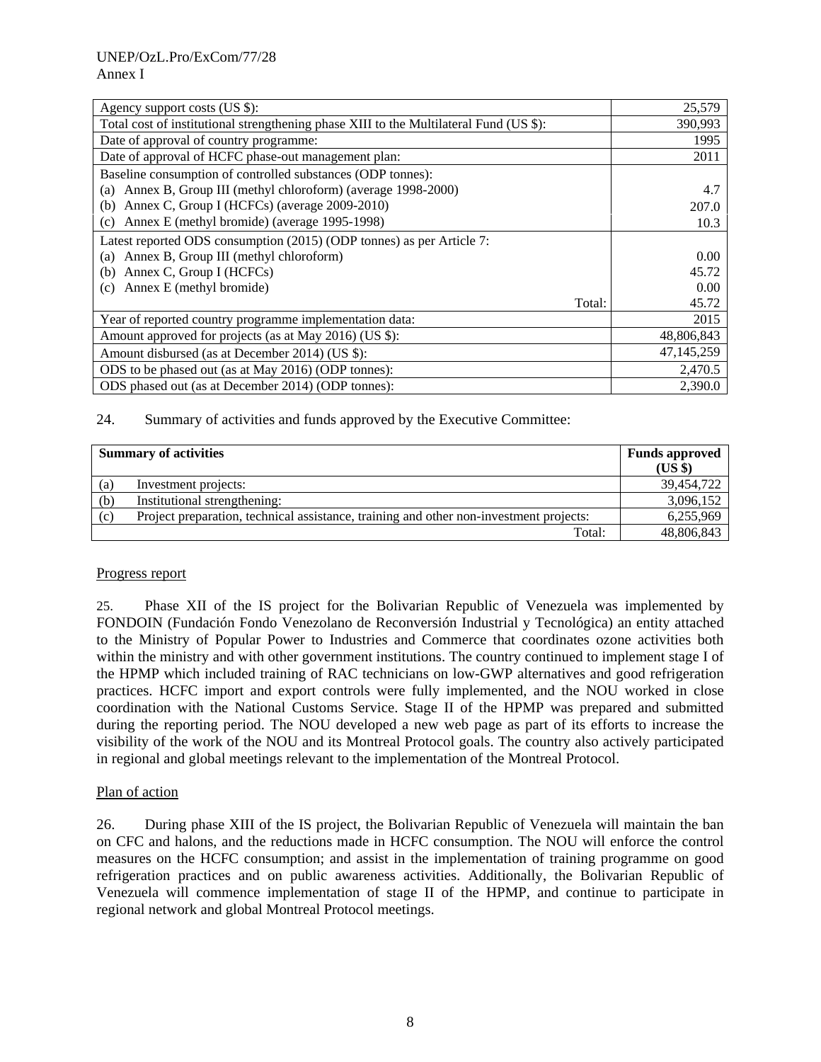| | |
|---|---|
| Agency support costs (US $): | 25,579 |
| Total cost of institutional strengthening phase XIII to the Multilateral Fund (US $): | 390,993 |
| Date of approval of country programme: | 1995 |
| Date of approval of HCFC phase-out management plan: | 2011 |
| Baseline consumption of controlled substances (ODP tonnes): | |
| (a) Annex B, Group III (methyl chloroform) (average 1998-2000) | 4.7 |
| (b) Annex C, Group I (HCFCs) (average 2009-2010) | 207.0 |
| (c) Annex E (methyl bromide) (average 1995-1998) | 10.3 |
| Latest reported ODS consumption (2015) (ODP tonnes) as per Article 7: | |
| (a) Annex B, Group III (methyl chloroform) | 0.00 |
| (b) Annex C, Group I (HCFCs) | 45.72 |
| (c) Annex E (methyl bromide) | 0.00 |
| Total: | 45.72 |
| Year of reported country programme implementation data: | 2015 |
| Amount approved for projects (as at May 2016) (US $): | 48,806,843 |
| Amount disbursed (as at December 2014) (US $): | 47,145,259 |
| ODS to be phased out (as at May 2016) (ODP tonnes): | 2,470.5 |
| ODS phased out (as at December 2014) (ODP tonnes): | 2,390.0 |

24. Summary of activities and funds approved by the Executive Committee:

| | Summary of activities | Funds approved (US $) |
|---|---|---|
| (a) | Investment projects: | 39,454,722 |
| (b) | Institutional strengthening: | 3,096,152 |
| (c) | Project preparation, technical assistance, training and other non-investment projects: | 6,255,969 |
| | Total: | 48,806,843 |

Progress report

25. Phase XII of the IS project for the Bolivarian Republic of Venezuela was implemented by FONDOIN (Fundación Fondo Venezolano de Reconversión Industrial y Tecnológica) an entity attached to the Ministry of Popular Power to Industries and Commerce that coordinates ozone activities both within the ministry and with other government institutions. The country continued to implement stage I of the HPMP which included training of RAC technicians on low-GWP alternatives and good refrigeration practices. HCFC import and export controls were fully implemented, and the NOU worked in close coordination with the National Customs Service. Stage II of the HPMP was prepared and submitted during the reporting period. The NOU developed a new web page as part of its efforts to increase the visibility of the work of the NOU and its Montreal Protocol goals. The country also actively participated in regional and global meetings relevant to the implementation of the Montreal Protocol.

Plan of action

26. During phase XIII of the IS project, the Bolivarian Republic of Venezuela will maintain the ban on CFC and halons, and the reductions made in HCFC consumption. The NOU will enforce the control measures on the HCFC consumption; and assist in the implementation of training programme on good refrigeration practices and on public awareness activities. Additionally, the Bolivarian Republic of Venezuela will commence implementation of stage II of the HPMP, and continue to participate in regional network and global Montreal Protocol meetings.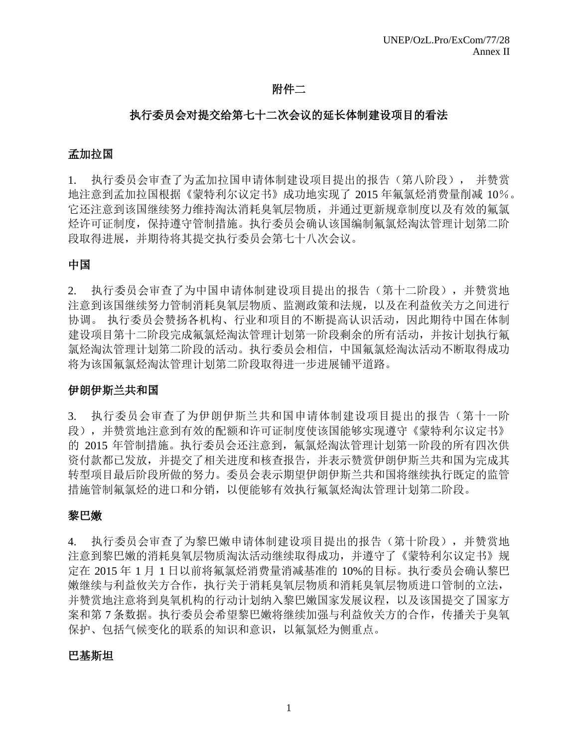# 附件二

## 执行委员会对提交给第七十二次会议的延长体制建设项目的看法

### 孟加拉国

1. 执行委员会审查了为孟加拉国申请体制建设项目提出的报告（第八阶段）， 并赞赏地注意到孟加拉国根据《蒙特利尔议定书》成功地实现了 2015 年氟氯烃消费量削减 10％。它还注意到该国继续努力维持淘汰消耗臭氧层物质，并通过更新规章制度以及有效的氟氯烃许可证制度，保持遵守管制措施。执行委员会确认该国编制氟氯烃淘汰管理计划第二阶段取得进展，并期待将其提交执行委员会第七十八次会议。

### 中国

2. 执行委员会审查了为中国申请体制建设项目提出的报告（第十二阶段），并赞赏地注意到该国继续努力管制消耗臭氧层物质、监测政策和法规，以及在利益攸关方之间进行协调。 执行委员会赞扬各机构、行业和项目的不断提高认识活动，因此期待中国在体制建设项目第十二阶段完成氟氯烃淘汰管理计划第一阶段剩余的所有活动，并按计划执行氟氯烃淘汰管理计划第二阶段的活动。执行委员会相信，中国氟氯烃淘汰活动不断取得成功将为该国氟氯烃淘汰管理计划第二阶段取得进一步进展铺平道路。

### 伊朗伊斯兰共和国

3. 执行委员会审查了为伊朗伊斯兰共和国申请体制建设项目提出的报告（第十一阶段），并赞赏地注意到有效的配额和许可证制度使该国能够实现遵守《蒙特利尔议定书》的 2015 年管制措施。执行委员会还注意到，氟氯烃淘汰管理计划第一阶段的所有四次供资付款都已发放，并提交了相关进度和核查报告，并表示赞赏伊朗伊斯兰共和国为完成其转型项目最后阶段所做的努力。委员会表示期望伊朗伊斯兰共和国将继续执行既定的监管措施管制氟氯烃的进口和分销，以便能够有效执行氟氯烃淘汰管理计划第二阶段。

### 黎巴嫩

4. 执行委员会审查了为黎巴嫩申请体制建设项目提出的报告（第十阶段），并赞赏地注意到黎巴嫩的消耗臭氧层物质淘汰活动继续取得成功，并遵守了《蒙特利尔议定书》规定在 2015 年 1 月 1 日以前将氟氯烃消费量消减基准的 10%的目标。执行委员会确认黎巴嫩继续与利益攸关方合作，执行关于消耗臭氧层物质和消耗臭氧层物质进口管制的立法，并赞赏地注意将到臭氧机构的行动计划纳入黎巴嫩国家发展议程，以及该国提交了国家方案和第 7 条数据。执行委员会希望黎巴嫩将继续加强与利益攸关方的合作，传播关于臭氧保护、包括气候变化的联系的知识和意识，以氟氯烃为侧重点。

### 巴基斯坦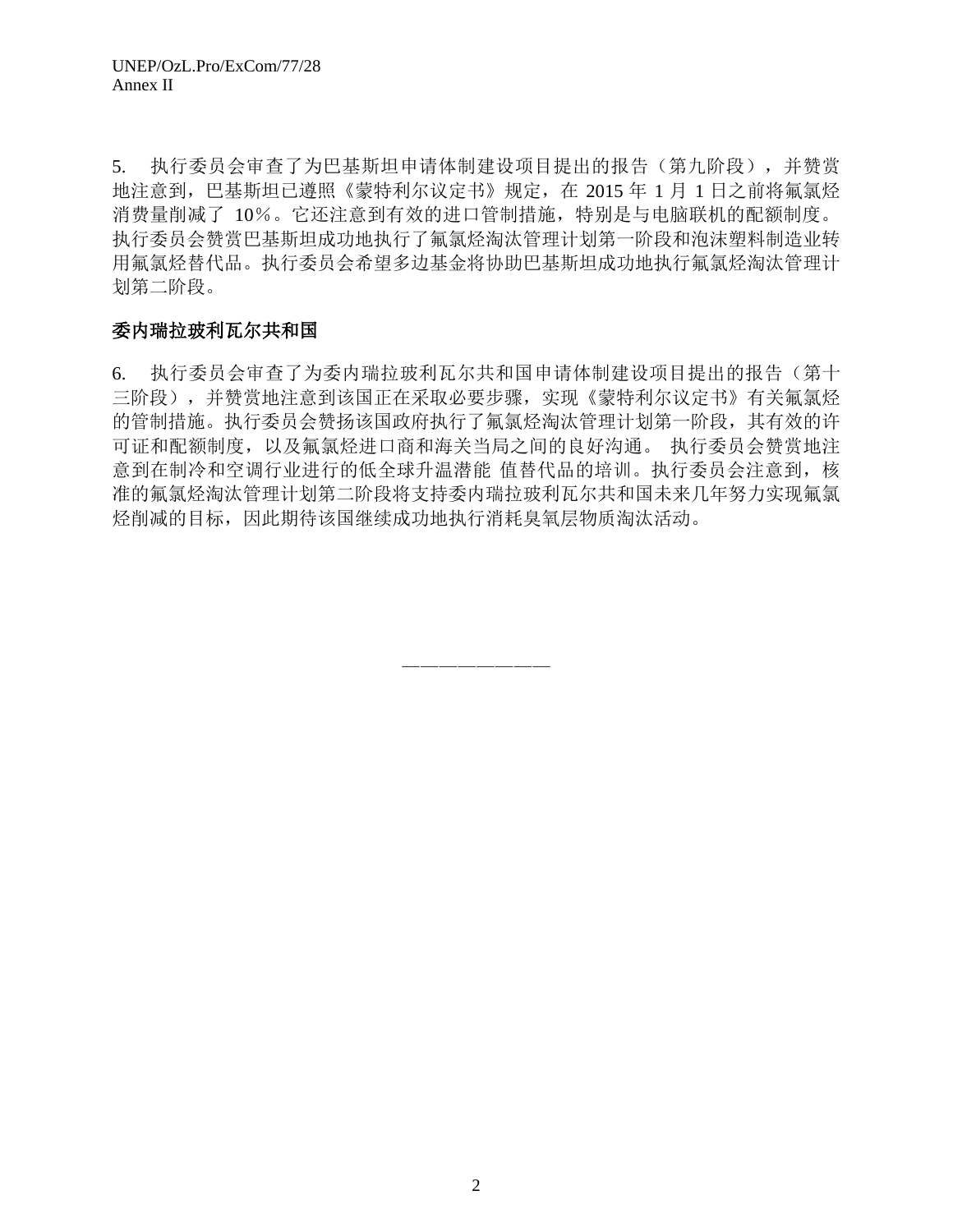5. 执行委员会审查了为巴基斯坦申请体制建设项目提出的报告（第九阶段），并赞赏地注意到，巴基斯坦已遵照《蒙特利尔议定书》规定，在 2015 年 1 月 1 日之前将氟氯烃消费量削减了 10%。它还注意到有效的进口管制措施，特别是与电脑联机的配额制度。执行委员会赞赏巴基斯坦成功地执行了氟氯烃淘汰管理计划第一阶段和泡沫塑料制造业转用氟氯烃替代品。执行委员会希望多边基金将协助巴基斯坦成功地执行氟氯烃淘汰管理计划第二阶段。

**委内瑞拉玻利瓦尔共和国**

6. 执行委员会审查了为委内瑞拉玻利瓦尔共和国申请体制建设项目提出的报告（第十三阶段），并赞赏地注意到该国正在采取必要步骤，实现《蒙特利尔议定书》有关氟氯烃的管制措施。执行委员会赞扬该国政府执行了氟氯烃淘汰管理计划第一阶段，其有效的许可证和配额制度，以及氟氯烃进口商和海关当局之间的良好沟通。 执行委员会赞赏地注意到在制冷和空调行业进行的低全球升温潜能 值替代品的培训。执行委员会注意到，核准的氟氯烃淘汰管理计划第二阶段将支持委内瑞拉玻利瓦尔共和国未来几年努力实现氟氯烃削减的目标，因此期待该国继续成功地执行消耗臭氧层物质淘汰活动。

————————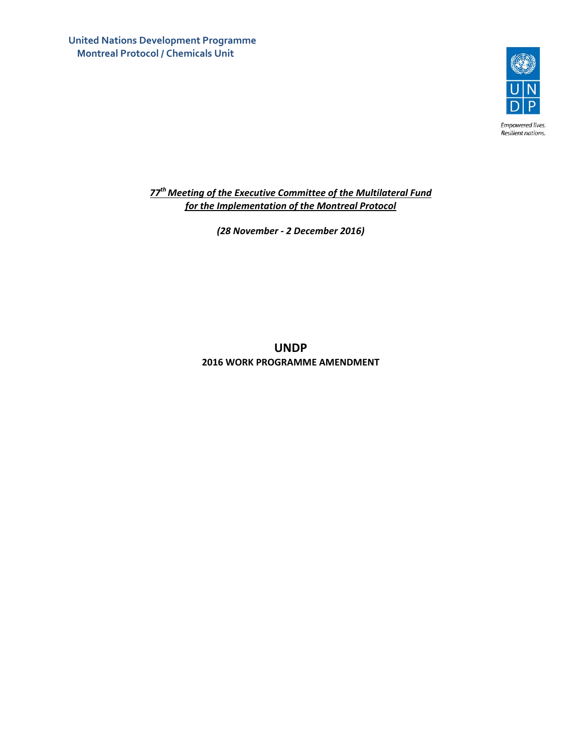**United Nations Development Programme**
**Montreal Protocol / Chemicals Unit**

Empowered lives.
Resilient nations.

***77th Meeting of the Executive Committee of the Multilateral Fund for the Implementation of the Montreal Protocol***

***(28 November - 2 December 2016)***

# UNDP

## 2016 WORK PROGRAMME AMENDMENT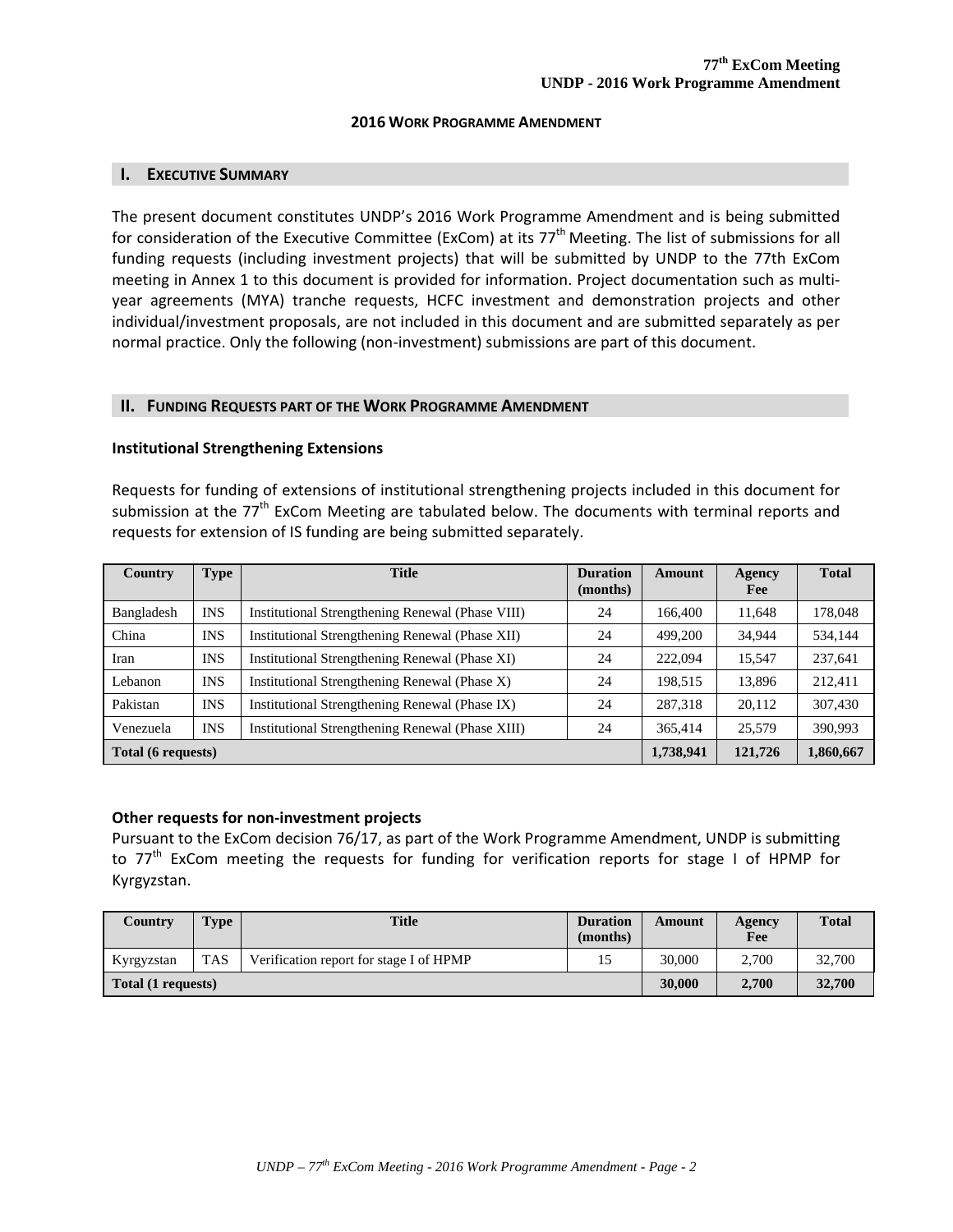## 2016 WORK PROGRAMME AMENDMENT

## I. EXECUTIVE SUMMARY

The present document constitutes UNDP's 2016 Work Programme Amendment and is being submitted for consideration of the Executive Committee (ExCom) at its 77th Meeting. The list of submissions for all funding requests (including investment projects) that will be submitted by UNDP to the 77th ExCom meeting in Annex 1 to this document is provided for information. Project documentation such as multi-year agreements (MYA) tranche requests, HCFC investment and demonstration projects and other individual/investment proposals, are not included in this document and are submitted separately as per normal practice. Only the following (non-investment) submissions are part of this document.

## II. FUNDING REQUESTS PART OF THE WORK PROGRAMME AMENDMENT

### Institutional Strengthening Extensions

Requests for funding of extensions of institutional strengthening projects included in this document for submission at the 77th ExCom Meeting are tabulated below. The documents with terminal reports and requests for extension of IS funding are being submitted separately.

| Country | Type | Title | Duration (months) | Amount | Agency Fee | Total |
|---|---|---|---|---|---|---|
| Bangladesh | INS | Institutional Strengthening Renewal (Phase VIII) | 24 | 166,400 | 11,648 | 178,048 |
| China | INS | Institutional Strengthening Renewal (Phase XII) | 24 | 499,200 | 34,944 | 534,144 |
| Iran | INS | Institutional Strengthening Renewal (Phase XI) | 24 | 222,094 | 15,547 | 237,641 |
| Lebanon | INS | Institutional Strengthening Renewal (Phase X) | 24 | 198,515 | 13,896 | 212,411 |
| Pakistan | INS | Institutional Strengthening Renewal (Phase IX) | 24 | 287,318 | 20,112 | 307,430 |
| Venezuela | INS | Institutional Strengthening Renewal (Phase XIII) | 24 | 365,414 | 25,579 | 390,993 |
| **Total (6 requests)** | | | | **1,738,941** | **121,726** | **1,860,667** |

### Other requests for non-investment projects

Pursuant to the ExCom decision 76/17, as part of the Work Programme Amendment, UNDP is submitting to 77th ExCom meeting the requests for funding for verification reports for stage I of HPMP for Kyrgyzstan.

| Country | Type | Title | Duration (months) | Amount | Agency Fee | Total |
|---|---|---|---|---|---|---|
| Kyrgyzstan | TAS | Verification report for stage I of HPMP | 15 | 30,000 | 2,700 | 32,700 |
| **Total (1 requests)** | | | | **30,000** | **2,700** | **32,700** |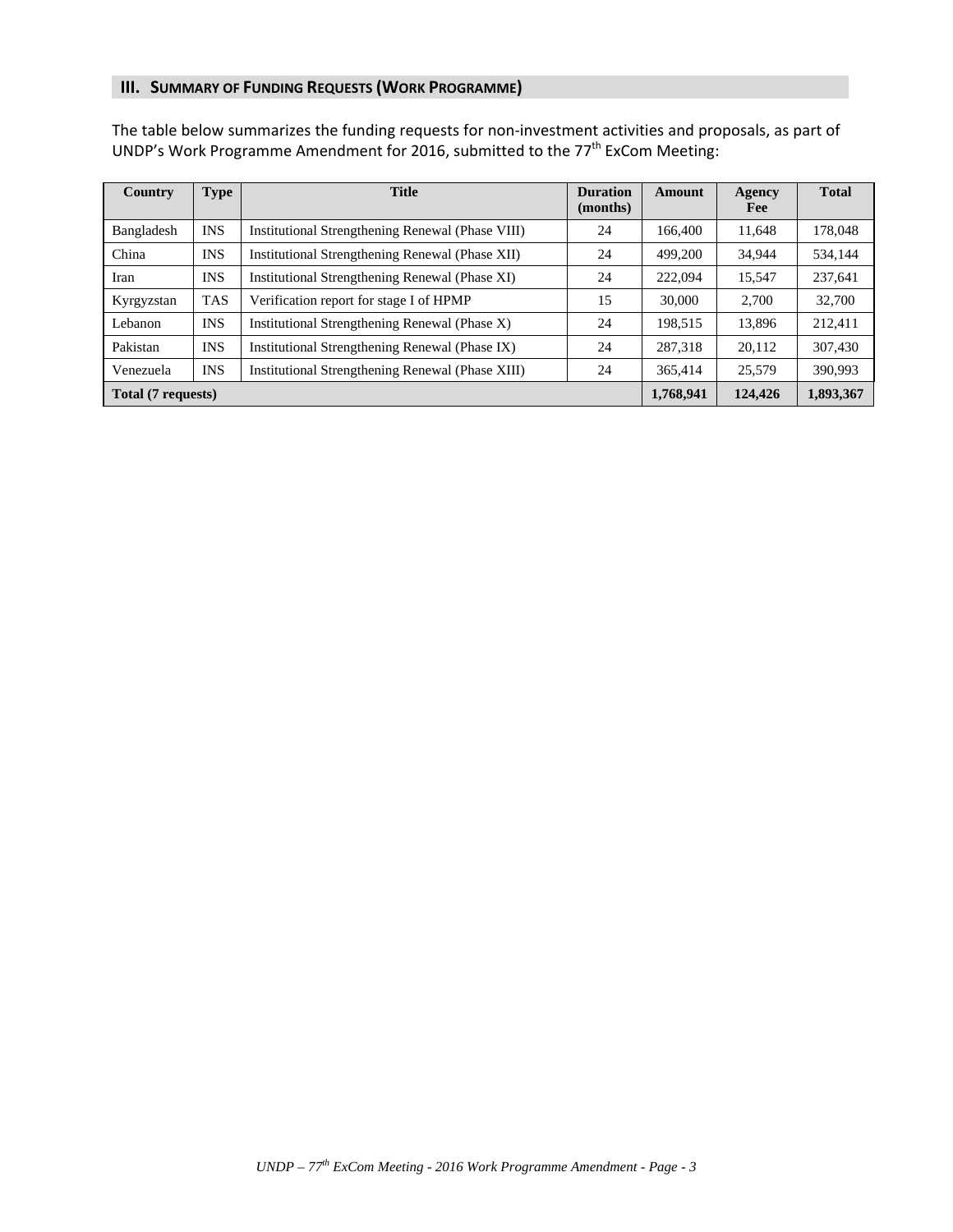## III. SUMMARY OF FUNDING REQUESTS (WORK PROGRAMME)

The table below summarizes the funding requests for non-investment activities and proposals, as part of UNDP's Work Programme Amendment for 2016, submitted to the 77th ExCom Meeting:

| Country | Type | Title | Duration (months) | Amount | Agency Fee | Total |
|---|---|---|---|---|---|---|
| Bangladesh | INS | Institutional Strengthening Renewal (Phase VIII) | 24 | 166,400 | 11,648 | 178,048 |
| China | INS | Institutional Strengthening Renewal (Phase XII) | 24 | 499,200 | 34,944 | 534,144 |
| Iran | INS | Institutional Strengthening Renewal (Phase XI) | 24 | 222,094 | 15,547 | 237,641 |
| Kyrgyzstan | TAS | Verification report for stage I of HPMP | 15 | 30,000 | 2,700 | 32,700 |
| Lebanon | INS | Institutional Strengthening Renewal (Phase X) | 24 | 198,515 | 13,896 | 212,411 |
| Pakistan | INS | Institutional Strengthening Renewal (Phase IX) | 24 | 287,318 | 20,112 | 307,430 |
| Venezuela | INS | Institutional Strengthening Renewal (Phase XIII) | 24 | 365,414 | 25,579 | 390,993 |
| **Total (7 requests)** | | | | **1,768,941** | **124,426** | **1,893,367** |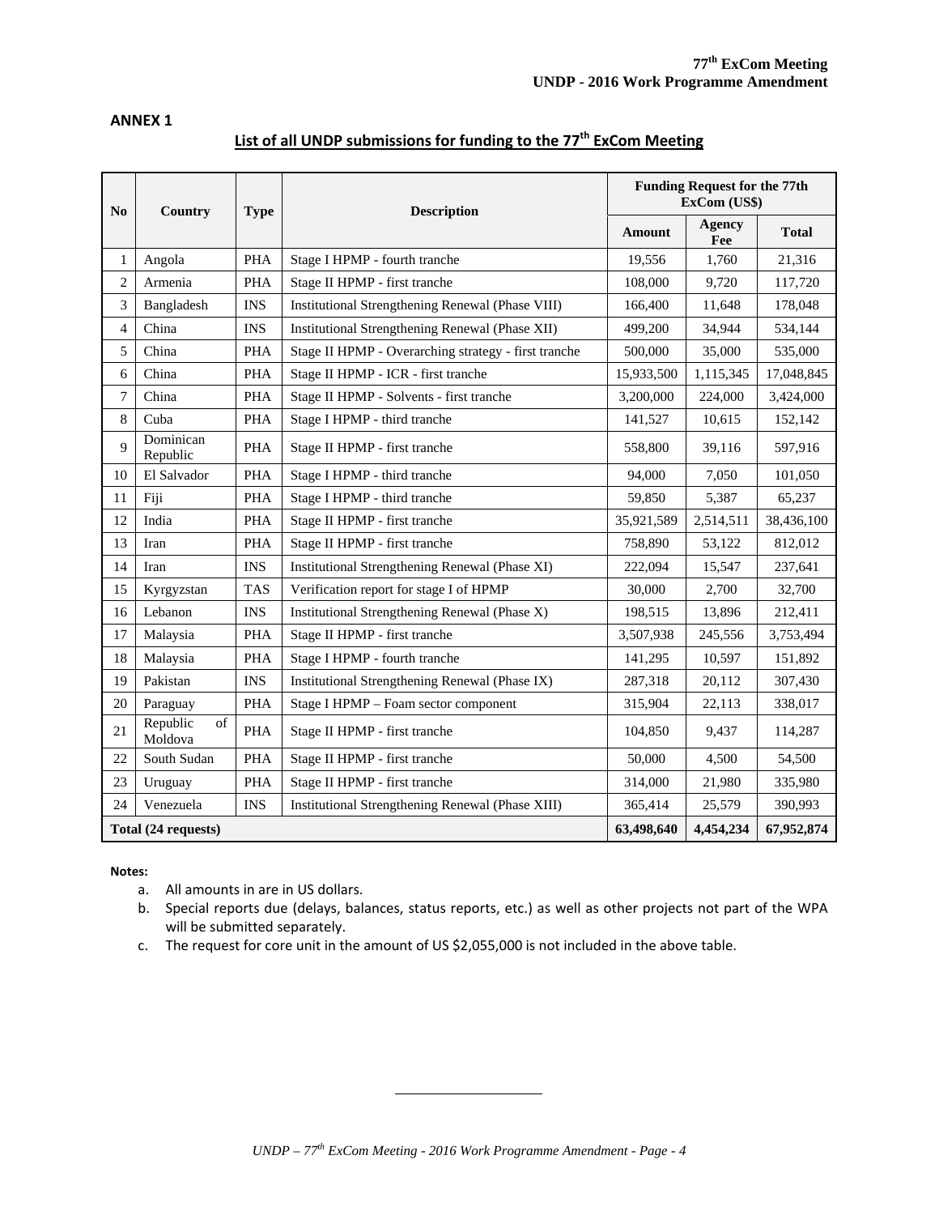**ANNEX 1**

## List of all UNDP submissions for funding to the 77th ExCom Meeting

| No | Country | Type | Description | Funding Request for the 77th ExCom (US$) | | |
|---|---|---|---|---|---|---|
| | | | | Amount | Agency Fee | Total |
| 1 | Angola | PHA | Stage I HPMP - fourth tranche | 19,556 | 1,760 | 21,316 |
| 2 | Armenia | PHA | Stage II HPMP - first tranche | 108,000 | 9,720 | 117,720 |
| 3 | Bangladesh | INS | Institutional Strengthening Renewal (Phase VIII) | 166,400 | 11,648 | 178,048 |
| 4 | China | INS | Institutional Strengthening Renewal (Phase XII) | 499,200 | 34,944 | 534,144 |
| 5 | China | PHA | Stage II HPMP - Overarching strategy - first tranche | 500,000 | 35,000 | 535,000 |
| 6 | China | PHA | Stage II HPMP - ICR - first tranche | 15,933,500 | 1,115,345 | 17,048,845 |
| 7 | China | PHA | Stage II HPMP - Solvents - first tranche | 3,200,000 | 224,000 | 3,424,000 |
| 8 | Cuba | PHA | Stage I HPMP - third tranche | 141,527 | 10,615 | 152,142 |
| 9 | Dominican Republic | PHA | Stage II HPMP - first tranche | 558,800 | 39,116 | 597,916 |
| 10 | El Salvador | PHA | Stage I HPMP - third tranche | 94,000 | 7,050 | 101,050 |
| 11 | Fiji | PHA | Stage I HPMP - third tranche | 59,850 | 5,387 | 65,237 |
| 12 | India | PHA | Stage II HPMP - first tranche | 35,921,589 | 2,514,511 | 38,436,100 |
| 13 | Iran | PHA | Stage II HPMP - first tranche | 758,890 | 53,122 | 812,012 |
| 14 | Iran | INS | Institutional Strengthening Renewal (Phase XI) | 222,094 | 15,547 | 237,641 |
| 15 | Kyrgyzstan | TAS | Verification report for stage I of HPMP | 30,000 | 2,700 | 32,700 |
| 16 | Lebanon | INS | Institutional Strengthening Renewal (Phase X) | 198,515 | 13,896 | 212,411 |
| 17 | Malaysia | PHA | Stage II HPMP - first tranche | 3,507,938 | 245,556 | 3,753,494 |
| 18 | Malaysia | PHA | Stage I HPMP - fourth tranche | 141,295 | 10,597 | 151,892 |
| 19 | Pakistan | INS | Institutional Strengthening Renewal (Phase IX) | 287,318 | 20,112 | 307,430 |
| 20 | Paraguay | PHA | Stage I HPMP – Foam sector component | 315,904 | 22,113 | 338,017 |
| 21 | Republic of Moldova | PHA | Stage II HPMP - first tranche | 104,850 | 9,437 | 114,287 |
| 22 | South Sudan | PHA | Stage II HPMP - first tranche | 50,000 | 4,500 | 54,500 |
| 23 | Uruguay | PHA | Stage II HPMP - first tranche | 314,000 | 21,980 | 335,980 |
| 24 | Venezuela | INS | Institutional Strengthening Renewal (Phase XIII) | 365,414 | 25,579 | 390,993 |
| **Total (24 requests)** | | | | **63,498,640** | **4,454,234** | **67,952,874** |

**Notes:**

a. All amounts in are in US dollars.
b. Special reports due (delays, balances, status reports, etc.) as well as other projects not part of the WPA will be submitted separately.
c. The request for core unit in the amount of US $2,055,000 is not included in the above table.